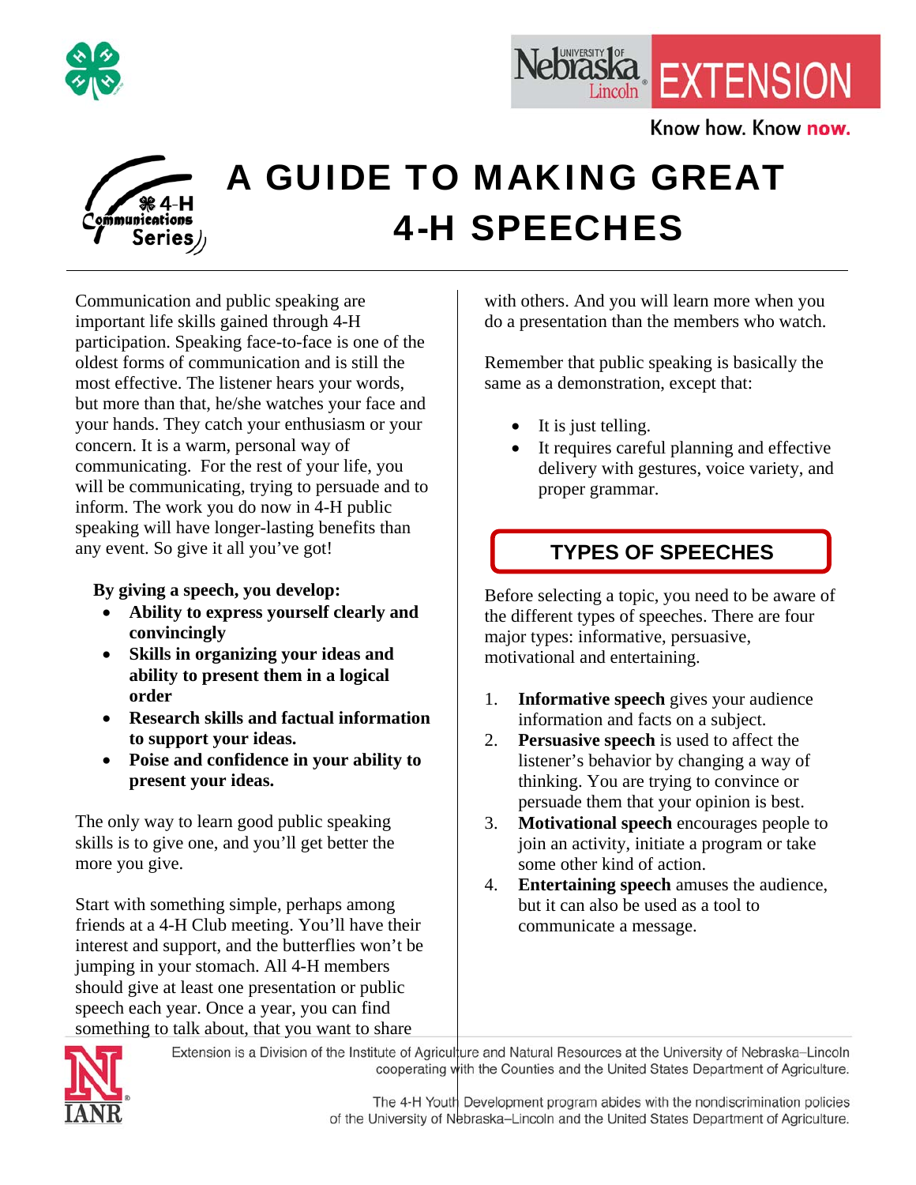# A GUIDE TO MAKING GREAT 4-H SPEECHES

Communication and public speaking are important life skills gained through 4-H participation. Speaking face-to-face is one of the oldest forms of communication and is still the most effective. The listener hears your words, but more than that, he/she watches your face and your hands. They catch your enthusiasm or your concern. It is a warm, personal way of communicating. For the rest of your life, you will be communicating, trying to persuade and to inform. The work you do now in 4-H public speaking will have longer-lasting benefits than any event. So give it all you've got!

**By giving a speech, you develop:**

- **Ability to express yourself clearly and convincingly**
- **Skills in organizing your ideas and ability to present them in a logical order**
- **Research skills and factual information to support your ideas.**
- **Poise and confidence in your ability to present your ideas.**

The only way to learn good public speaking skills is to give one, and you'll get better the more you give.

Start with something simple, perhaps among friends at a 4-H Club meeting. You'll have their interest and support, and the butterflies won't be jumping in your stomach. All 4-H members should give at least one presentation or public speech each year. Once a year, you can find something to talk about, that you want to share with others. And you will learn more when you do a presentation than the members who watch.

Remember that public speaking is basically the same as a demonstration, except that:

- It is just telling.
- It requires careful planning and effective delivery with gestures, voice variety, and proper grammar.

## TYPES OF SPEECHES

Before selecting a topic, you need to be aware of the different types of speeches. There are four major types: informative, persuasive, motivational and entertaining.

1. **Informative speech** gives your audience information and facts on a subject.
2. **Persuasive speech** is used to affect the listener's behavior by changing a way of thinking. You are trying to convince or persuade them that your opinion is best.
3. **Motivational speech** encourages people to join an activity, initiate a program or take some other kind of action.
4. **Entertaining speech** amuses the audience, but it can also be used as a tool to communicate a message.

Extension is a Division of the Institute of Agriculture and Natural Resources at the University of Nebraska–Lincoln cooperating with the Counties and the United States Department of Agriculture.

The 4-H Youth Development program abides with the nondiscrimination policies of the University of Nebraska–Lincoln and the United States Department of Agriculture.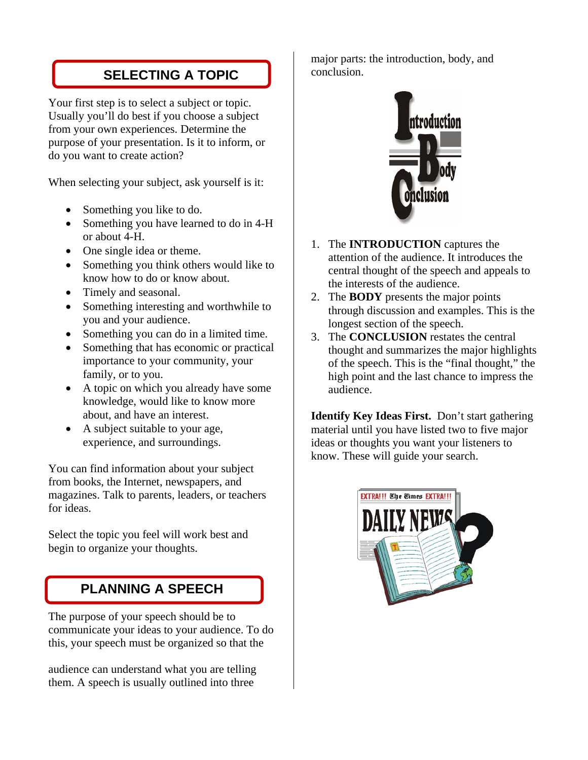## SELECTING A TOPIC

Your first step is to select a subject or topic. Usually you'll do best if you choose a subject from your own experiences. Determine the purpose of your presentation. Is it to inform, or do you want to create action?

When selecting your subject, ask yourself is it:

- Something you like to do.
- Something you have learned to do in 4-H or about 4-H.
- One single idea or theme.
- Something you think others would like to know how to do or know about.
- Timely and seasonal.
- Something interesting and worthwhile to you and your audience.
- Something you can do in a limited time.
- Something that has economic or practical importance to your community, your family, or to you.
- A topic on which you already have some knowledge, would like to know more about, and have an interest.
- A subject suitable to your age, experience, and surroundings.

You can find information about your subject from books, the Internet, newspapers, and magazines. Talk to parents, leaders, or teachers for ideas.

Select the topic you feel will work best and begin to organize your thoughts.

## PLANNING A SPEECH

The purpose of your speech should be to communicate your ideas to your audience. To do this, your speech must be organized so that the audience can understand what you are telling them. A speech is usually outlined into three major parts: the introduction, body, and conclusion.

1. The **INTRODUCTION** captures the attention of the audience. It introduces the central thought of the speech and appeals to the interests of the audience.
2. The **BODY** presents the major points through discussion and examples. This is the longest section of the speech.
3. The **CONCLUSION** restates the central thought and summarizes the major highlights of the speech. This is the "final thought," the high point and the last chance to impress the audience.

**Identify Key Ideas First.** Don't start gathering material until you have listed two to five major ideas or thoughts you want your listeners to know. These will guide your search.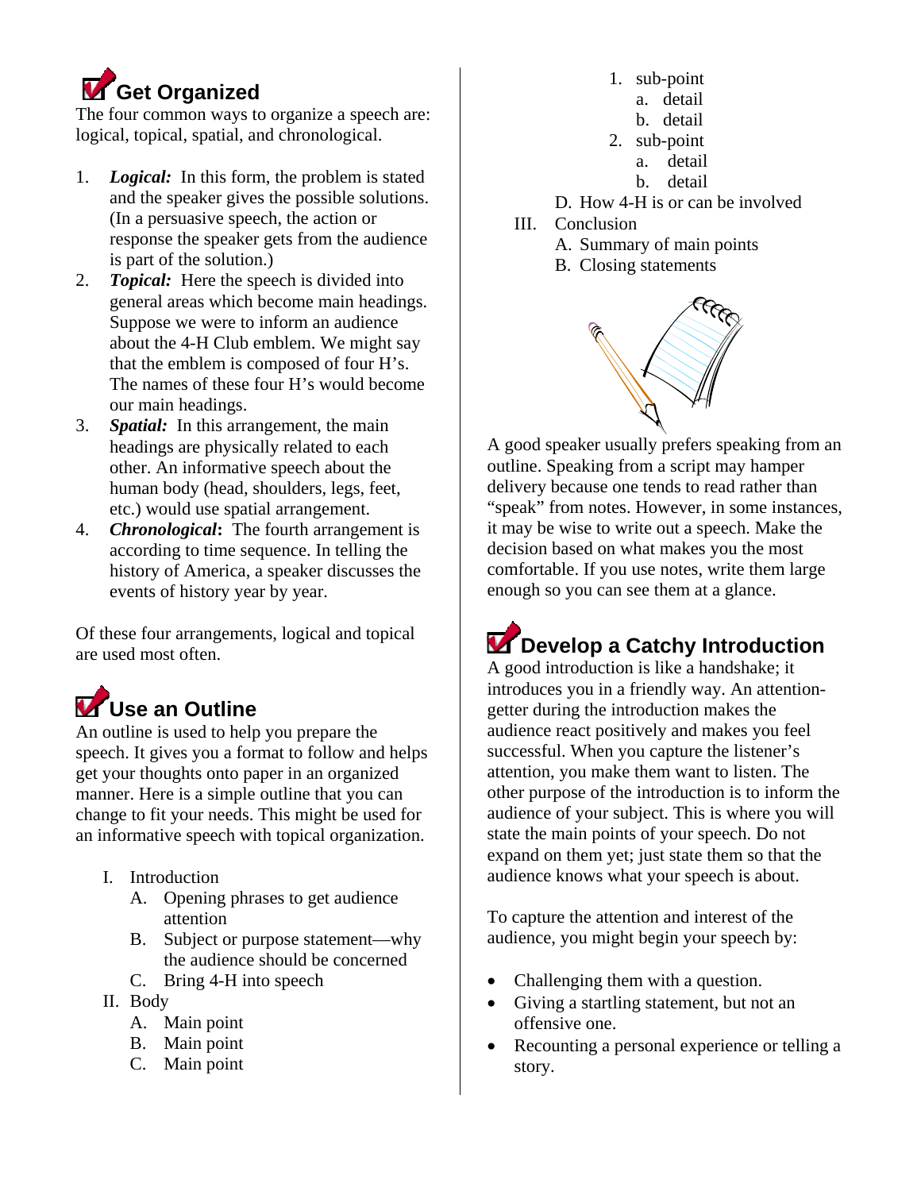## Get Organized

The four common ways to organize a speech are: logical, topical, spatial, and chronological.

1. ***Logical:*** In this form, the problem is stated and the speaker gives the possible solutions. (In a persuasive speech, the action or response the speaker gets from the audience is part of the solution.)
2. ***Topical:*** Here the speech is divided into general areas which become main headings. Suppose we were to inform an audience about the 4-H Club emblem. We might say that the emblem is composed of four H's. The names of these four H's would become our main headings.
3. ***Spatial:*** In this arrangement, the main headings are physically related to each other. An informative speech about the human body (head, shoulders, legs, feet, etc.) would use spatial arrangement.
4. ***Chronological*****:** The fourth arrangement is according to time sequence. In telling the history of America, a speaker discusses the events of history year by year.

Of these four arrangements, logical and topical are used most often.

## Use an Outline

An outline is used to help you prepare the speech. It gives you a format to follow and helps get your thoughts onto paper in an organized manner. Here is a simple outline that you can change to fit your needs. This might be used for an informative speech with topical organization.

- I. Introduction
  - A. Opening phrases to get audience attention
  - B. Subject or purpose statement—why the audience should be concerned
  - C. Bring 4-H into speech
- II. Body
  - A. Main point
  - B. Main point
  - C. Main point
    - 1. sub-point
      - a. detail
      - b. detail
    - 2. sub-point
      - a. detail
      - b. detail
  - D. How 4-H is or can be involved
- III. Conclusion
  - A. Summary of main points
  - B. Closing statements

A good speaker usually prefers speaking from an outline. Speaking from a script may hamper delivery because one tends to read rather than "speak" from notes. However, in some instances, it may be wise to write out a speech. Make the decision based on what makes you the most comfortable. If you use notes, write them large enough so you can see them at a glance.

## Develop a Catchy Introduction

A good introduction is like a handshake; it introduces you in a friendly way. An attention-getter during the introduction makes the audience react positively and makes you feel successful. When you capture the listener's attention, you make them want to listen. The other purpose of the introduction is to inform the audience of your subject. This is where you will state the main points of your speech. Do not expand on them yet; just state them so that the audience knows what your speech is about.

To capture the attention and interest of the audience, you might begin your speech by:

- Challenging them with a question.
- Giving a startling statement, but not an offensive one.
- Recounting a personal experience or telling a story.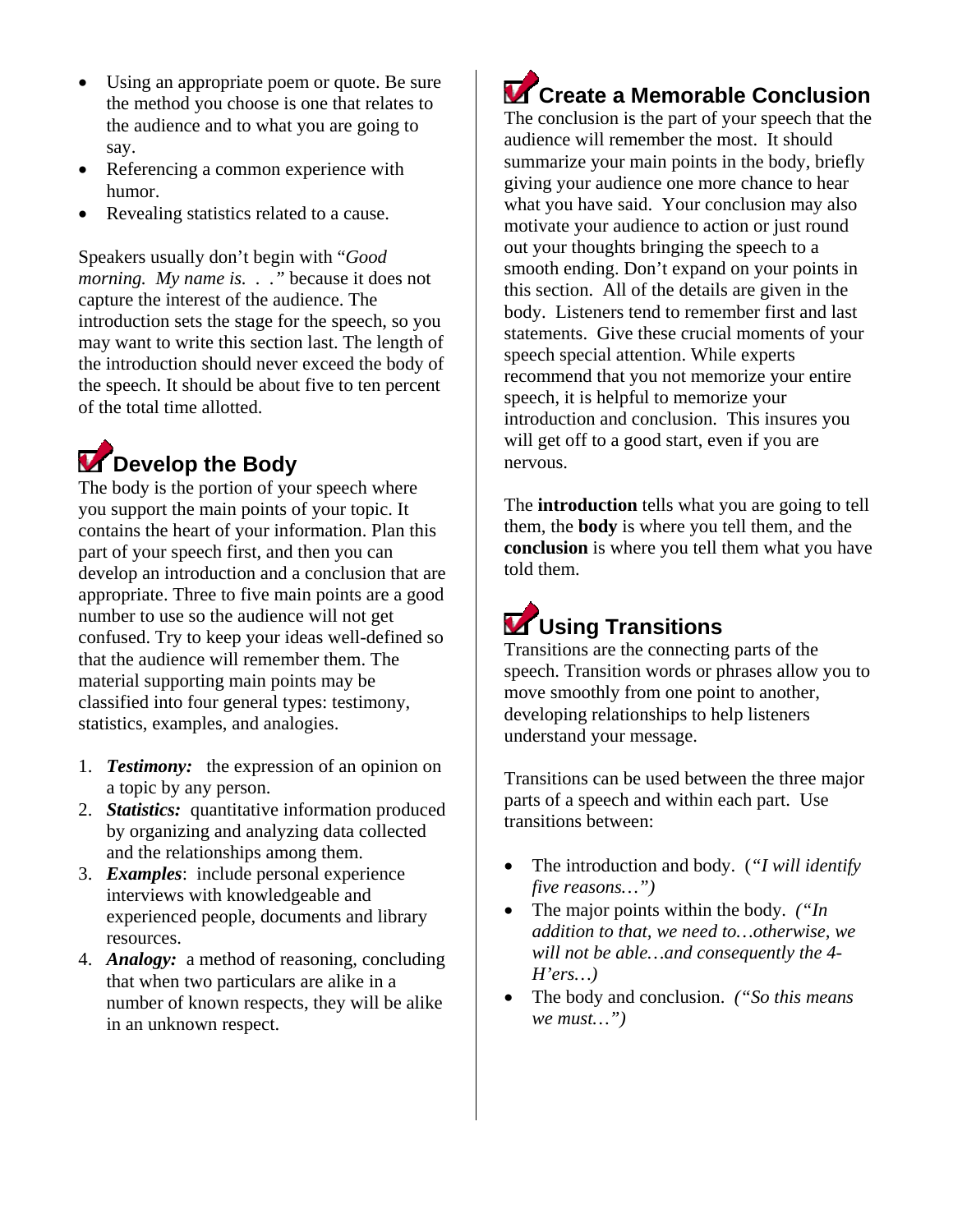- Using an appropriate poem or quote. Be sure the method you choose is one that relates to the audience and to what you are going to say.
- Referencing a common experience with humor.
- Revealing statistics related to a cause.

Speakers usually don't begin with "*Good morning. My name is. . .*" because it does not capture the interest of the audience. The introduction sets the stage for the speech, so you may want to write this section last. The length of the introduction should never exceed the body of the speech. It should be about five to ten percent of the total time allotted.

## Develop the Body

The body is the portion of your speech where you support the main points of your topic. It contains the heart of your information. Plan this part of your speech first, and then you can develop an introduction and a conclusion that are appropriate. Three to five main points are a good number to use so the audience will not get confused. Try to keep your ideas well-defined so that the audience will remember them. The material supporting main points may be classified into four general types: testimony, statistics, examples, and analogies.

1. ***Testimony:*** the expression of an opinion on a topic by any person.
2. ***Statistics:*** quantitative information produced by organizing and analyzing data collected and the relationships among them.
3. ***Examples***: include personal experience interviews with knowledgeable and experienced people, documents and library resources.
4. ***Analogy:*** a method of reasoning, concluding that when two particulars are alike in a number of known respects, they will be alike in an unknown respect.

## Create a Memorable Conclusion

The conclusion is the part of your speech that the audience will remember the most. It should summarize your main points in the body, briefly giving your audience one more chance to hear what you have said. Your conclusion may also motivate your audience to action or just round out your thoughts bringing the speech to a smooth ending. Don't expand on your points in this section. All of the details are given in the body. Listeners tend to remember first and last statements. Give these crucial moments of your speech special attention. While experts recommend that you not memorize your entire speech, it is helpful to memorize your introduction and conclusion. This insures you will get off to a good start, even if you are nervous.

The **introduction** tells what you are going to tell them, the **body** is where you tell them, and the **conclusion** is where you tell them what you have told them.

## Using Transitions

Transitions are the connecting parts of the speech. Transition words or phrases allow you to move smoothly from one point to another, developing relationships to help listeners understand your message.

Transitions can be used between the three major parts of a speech and within each part. Use transitions between:

- The introduction and body. (*"I will identify five reasons…"*)
- The major points within the body. *("In addition to that, we need to…otherwise, we will not be able…and consequently the 4-H'ers…)*
- The body and conclusion. *("So this means we must…")*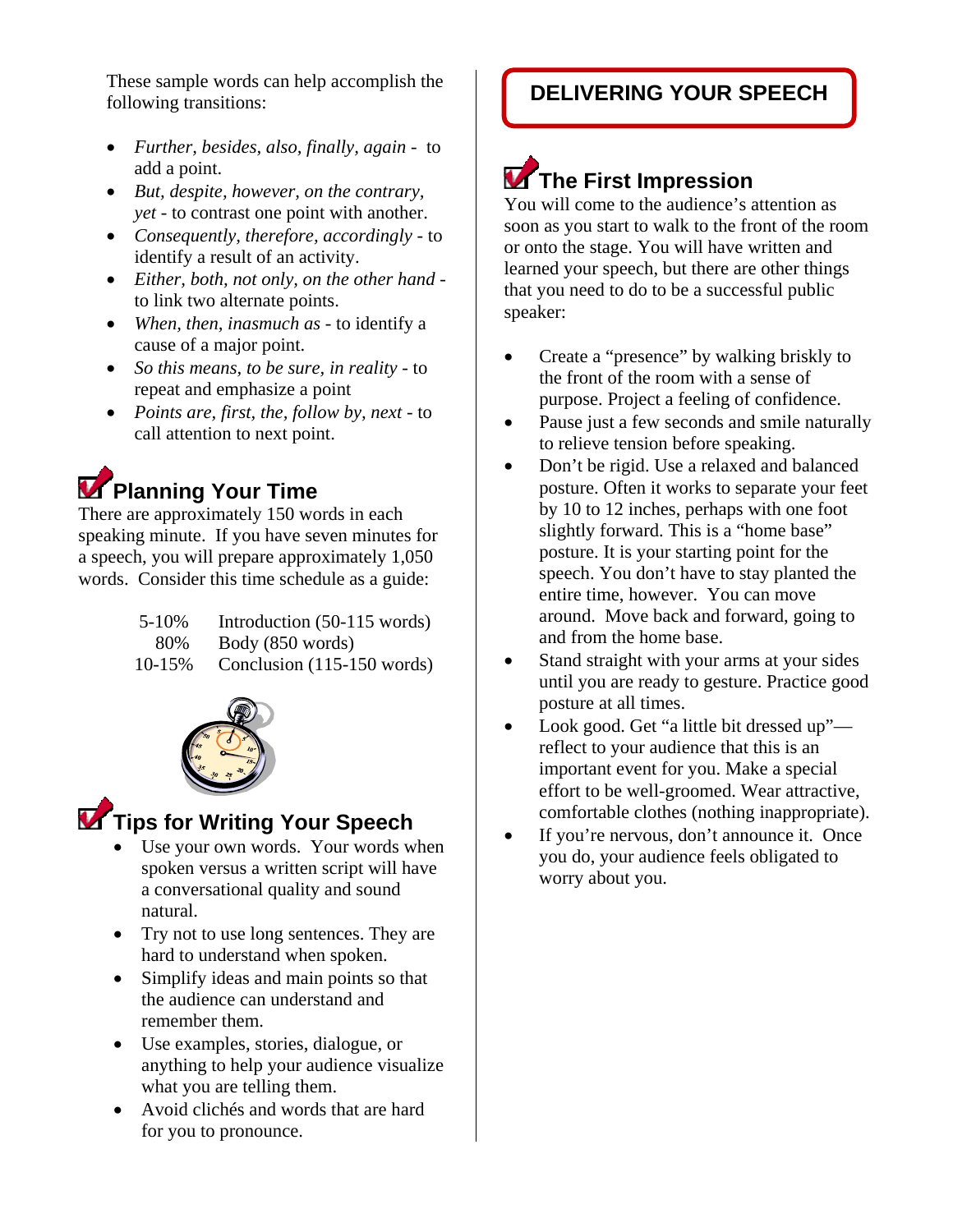These sample words can help accomplish the following transitions:

- *Further, besides, also, finally, again* - to add a point.
- *But, despite, however, on the contrary, yet* - to contrast one point with another.
- *Consequently, therefore, accordingly* - to identify a result of an activity.
- *Either, both, not only, on the other hand* - to link two alternate points.
- *When, then, inasmuch as* - to identify a cause of a major point.
- *So this means, to be sure, in reality* - to repeat and emphasize a point
- *Points are, first, the, follow by, next* - to call attention to next point.

## Planning Your Time

There are approximately 150 words in each speaking minute. If you have seven minutes for a speech, you will prepare approximately 1,050 words. Consider this time schedule as a guide:

| | |
|---|---|
| 5-10% | Introduction (50-115 words) |
| 80% | Body (850 words) |
| 10-15% | Conclusion (115-150 words) |

## Tips for Writing Your Speech

- Use your own words. Your words when spoken versus a written script will have a conversational quality and sound natural.
- Try not to use long sentences. They are hard to understand when spoken.
- Simplify ideas and main points so that the audience can understand and remember them.
- Use examples, stories, dialogue, or anything to help your audience visualize what you are telling them.
- Avoid clichés and words that are hard for you to pronounce.

# DELIVERING YOUR SPEECH

## The First Impression

You will come to the audience's attention as soon as you start to walk to the front of the room or onto the stage. You will have written and learned your speech, but there are other things that you need to do to be a successful public speaker:

- Create a "presence" by walking briskly to the front of the room with a sense of purpose. Project a feeling of confidence.
- Pause just a few seconds and smile naturally to relieve tension before speaking.
- Don't be rigid. Use a relaxed and balanced posture. Often it works to separate your feet by 10 to 12 inches, perhaps with one foot slightly forward. This is a "home base" posture. It is your starting point for the speech. You don't have to stay planted the entire time, however. You can move around. Move back and forward, going to and from the home base.
- Stand straight with your arms at your sides until you are ready to gesture. Practice good posture at all times.
- Look good. Get "a little bit dressed up"—reflect to your audience that this is an important event for you. Make a special effort to be well-groomed. Wear attractive, comfortable clothes (nothing inappropriate).
- If you're nervous, don't announce it. Once you do, your audience feels obligated to worry about you.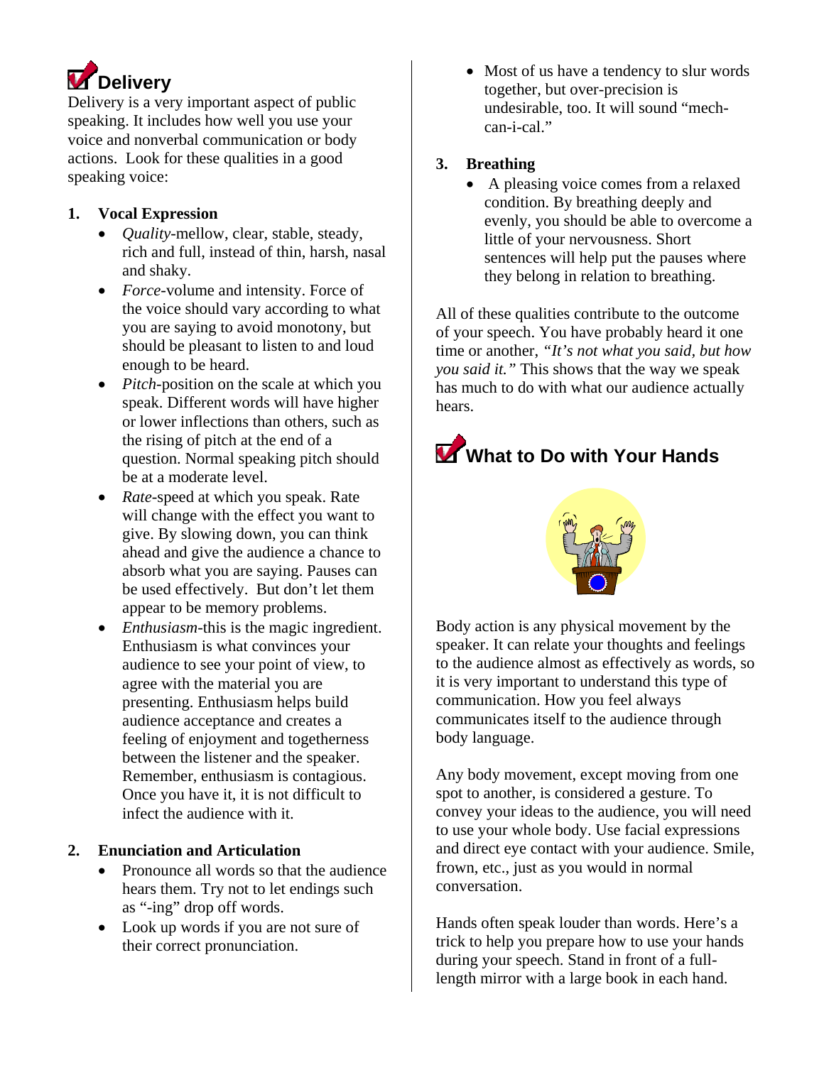## Delivery

Delivery is a very important aspect of public speaking. It includes how well you use your voice and nonverbal communication or body actions. Look for these qualities in a good speaking voice:

1. **Vocal Expression**
   - *Quality*-mellow, clear, stable, steady, rich and full, instead of thin, harsh, nasal and shaky.
   - *Force*-volume and intensity. Force of the voice should vary according to what you are saying to avoid monotony, but should be pleasant to listen to and loud enough to be heard.
   - *Pitch*-position on the scale at which you speak. Different words will have higher or lower inflections than others, such as the rising of pitch at the end of a question. Normal speaking pitch should be at a moderate level.
   - *Rate*-speed at which you speak. Rate will change with the effect you want to give. By slowing down, you can think ahead and give the audience a chance to absorb what you are saying. Pauses can be used effectively. But don't let them appear to be memory problems.
   - *Enthusiasm*-this is the magic ingredient. Enthusiasm is what convinces your audience to see your point of view, to agree with the material you are presenting. Enthusiasm helps build audience acceptance and creates a feeling of enjoyment and togetherness between the listener and the speaker. Remember, enthusiasm is contagious. Once you have it, it is not difficult to infect the audience with it.

2. **Enunciation and Articulation**
   - Pronounce all words so that the audience hears them. Try not to let endings such as "-ing" drop off words.
   - Look up words if you are not sure of their correct pronunciation.
   - Most of us have a tendency to slur words together, but over-precision is undesirable, too. It will sound "mech-can-i-cal."

3. **Breathing**
   - A pleasing voice comes from a relaxed condition. By breathing deeply and evenly, you should be able to overcome a little of your nervousness. Short sentences will help put the pauses where they belong in relation to breathing.

All of these qualities contribute to the outcome of your speech. You have probably heard it one time or another, *"It's not what you said, but how you said it."* This shows that the way we speak has much to do with what our audience actually hears.

## What to Do with Your Hands

Body action is any physical movement by the speaker. It can relate your thoughts and feelings to the audience almost as effectively as words, so it is very important to understand this type of communication. How you feel always communicates itself to the audience through body language.

Any body movement, except moving from one spot to another, is considered a gesture. To convey your ideas to the audience, you will need to use your whole body. Use facial expressions and direct eye contact with your audience. Smile, frown, etc., just as you would in normal conversation.

Hands often speak louder than words. Here's a trick to help you prepare how to use your hands during your speech. Stand in front of a full-length mirror with a large book in each hand.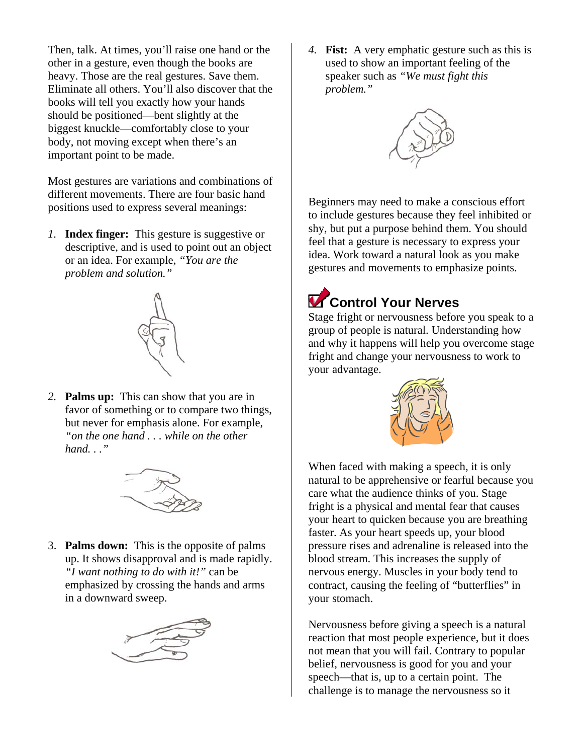Then, talk. At times, you'll raise one hand or the other in a gesture, even though the books are heavy. Those are the real gestures. Save them. Eliminate all others. You'll also discover that the books will tell you exactly how your hands should be positioned—bent slightly at the biggest knuckle—comfortably close to your body, not moving except when there's an important point to be made.

Most gestures are variations and combinations of different movements. There are four basic hand positions used to express several meanings:

1. **Index finger:** This gesture is suggestive or descriptive, and is used to point out an object or an idea. For example, *"You are the problem and solution."*

2. **Palms up:** This can show that you are in favor of something or to compare two things, but never for emphasis alone. For example, *"on the one hand . . . while on the other hand. . ."*

3. **Palms down:** This is the opposite of palms up. It shows disapproval and is made rapidly. *"I want nothing to do with it!"* can be emphasized by crossing the hands and arms in a downward sweep.

4. **Fist:** A very emphatic gesture such as this is used to show an important feeling of the speaker such as *"We must fight this problem."*

Beginners may need to make a conscious effort to include gestures because they feel inhibited or shy, but put a purpose behind them. You should feel that a gesture is necessary to express your idea. Work toward a natural look as you make gestures and movements to emphasize points.

## Control Your Nerves

Stage fright or nervousness before you speak to a group of people is natural. Understanding how and why it happens will help you overcome stage fright and change your nervousness to work to your advantage.

When faced with making a speech, it is only natural to be apprehensive or fearful because you care what the audience thinks of you. Stage fright is a physical and mental fear that causes your heart to quicken because you are breathing faster. As your heart speeds up, your blood pressure rises and adrenaline is released into the blood stream. This increases the supply of nervous energy. Muscles in your body tend to contract, causing the feeling of "butterflies" in your stomach.

Nervousness before giving a speech is a natural reaction that most people experience, but it does not mean that you will fail. Contrary to popular belief, nervousness is good for you and your speech—that is, up to a certain point. The challenge is to manage the nervousness so it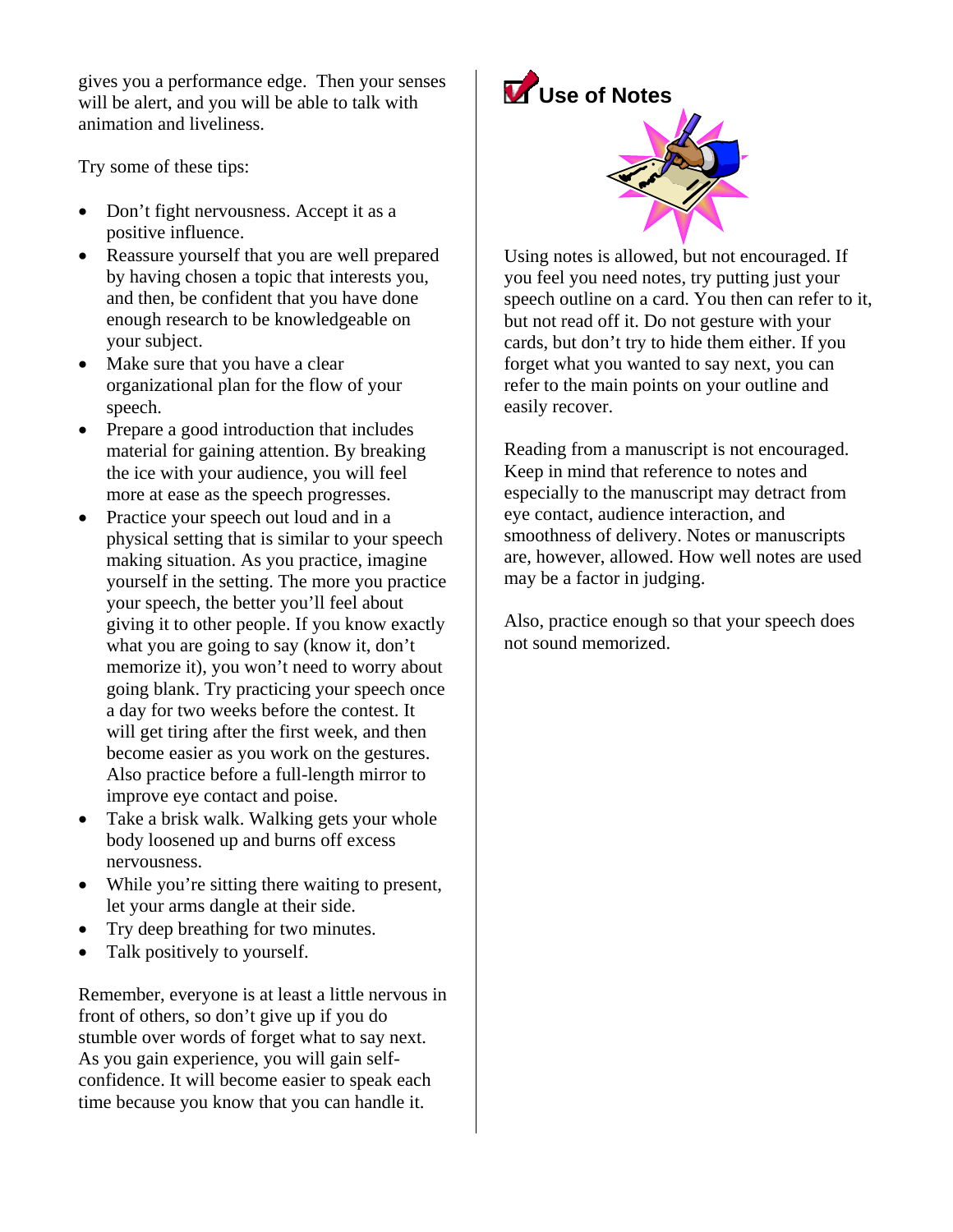gives you a performance edge. Then your senses will be alert, and you will be able to talk with animation and liveliness.

Try some of these tips:

- Don't fight nervousness. Accept it as a positive influence.
- Reassure yourself that you are well prepared by having chosen a topic that interests you, and then, be confident that you have done enough research to be knowledgeable on your subject.
- Make sure that you have a clear organizational plan for the flow of your speech.
- Prepare a good introduction that includes material for gaining attention. By breaking the ice with your audience, you will feel more at ease as the speech progresses.
- Practice your speech out loud and in a physical setting that is similar to your speech making situation. As you practice, imagine yourself in the setting. The more you practice your speech, the better you'll feel about giving it to other people. If you know exactly what you are going to say (know it, don't memorize it), you won't need to worry about going blank. Try practicing your speech once a day for two weeks before the contest. It will get tiring after the first week, and then become easier as you work on the gestures. Also practice before a full-length mirror to improve eye contact and poise.
- Take a brisk walk. Walking gets your whole body loosened up and burns off excess nervousness.
- While you're sitting there waiting to present, let your arms dangle at their side.
- Try deep breathing for two minutes.
- Talk positively to yourself.

Remember, everyone is at least a little nervous in front of others, so don't give up if you do stumble over words of forget what to say next. As you gain experience, you will gain self-confidence. It will become easier to speak each time because you know that you can handle it.

## Use of Notes

Using notes is allowed, but not encouraged. If you feel you need notes, try putting just your speech outline on a card. You then can refer to it, but not read off it. Do not gesture with your cards, but don't try to hide them either. If you forget what you wanted to say next, you can refer to the main points on your outline and easily recover.

Reading from a manuscript is not encouraged. Keep in mind that reference to notes and especially to the manuscript may detract from eye contact, audience interaction, and smoothness of delivery. Notes or manuscripts are, however, allowed. How well notes are used may be a factor in judging.

Also, practice enough so that your speech does not sound memorized.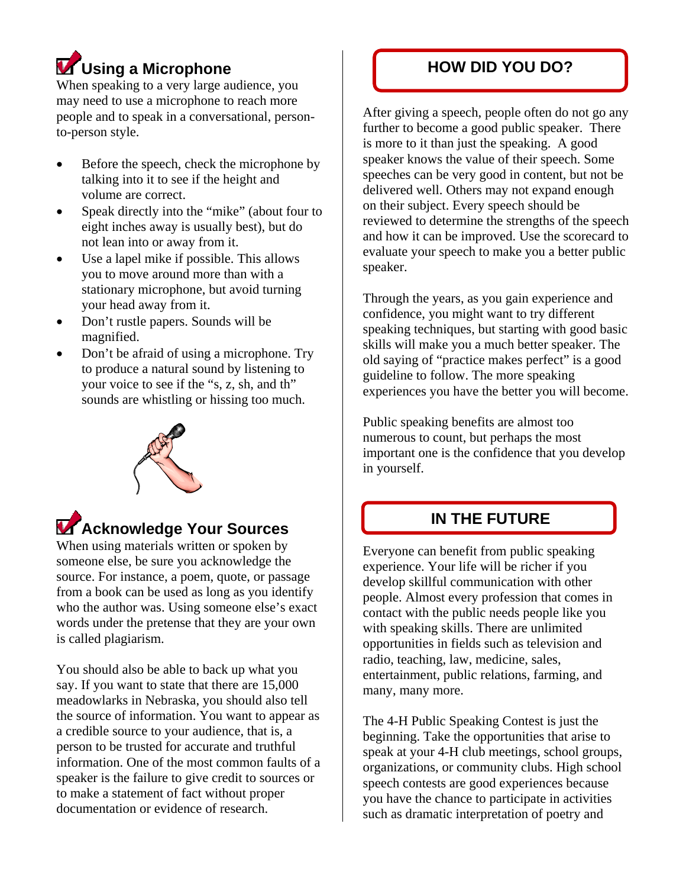## Using a Microphone

When speaking to a very large audience, you may need to use a microphone to reach more people and to speak in a conversational, person-to-person style.

- Before the speech, check the microphone by talking into it to see if the height and volume are correct.
- Speak directly into the "mike" (about four to eight inches away is usually best), but do not lean into or away from it.
- Use a lapel mike if possible. This allows you to move around more than with a stationary microphone, but avoid turning your head away from it.
- Don't rustle papers. Sounds will be magnified.
- Don't be afraid of using a microphone. Try to produce a natural sound by listening to your voice to see if the "s, z, sh, and th" sounds are whistling or hissing too much.

## Acknowledge Your Sources

When using materials written or spoken by someone else, be sure you acknowledge the source. For instance, a poem, quote, or passage from a book can be used as long as you identify who the author was. Using someone else's exact words under the pretense that they are your own is called plagiarism.

You should also be able to back up what you say. If you want to state that there are 15,000 meadowlarks in Nebraska, you should also tell the source of information. You want to appear as a credible source to your audience, that is, a person to be trusted for accurate and truthful information. One of the most common faults of a speaker is the failure to give credit to sources or to make a statement of fact without proper documentation or evidence of research.

## HOW DID YOU DO?

After giving a speech, people often do not go any further to become a good public speaker. There is more to it than just the speaking. A good speaker knows the value of their speech. Some speeches can be very good in content, but not be delivered well. Others may not expand enough on their subject. Every speech should be reviewed to determine the strengths of the speech and how it can be improved. Use the scorecard to evaluate your speech to make you a better public speaker.

Through the years, as you gain experience and confidence, you might want to try different speaking techniques, but starting with good basic skills will make you a much better speaker. The old saying of "practice makes perfect" is a good guideline to follow. The more speaking experiences you have the better you will become.

Public speaking benefits are almost too numerous to count, but perhaps the most important one is the confidence that you develop in yourself.

## IN THE FUTURE

Everyone can benefit from public speaking experience. Your life will be richer if you develop skillful communication with other people. Almost every profession that comes in contact with the public needs people like you with speaking skills. There are unlimited opportunities in fields such as television and radio, teaching, law, medicine, sales, entertainment, public relations, farming, and many, many more.

The 4-H Public Speaking Contest is just the beginning. Take the opportunities that arise to speak at your 4-H club meetings, school groups, organizations, or community clubs. High school speech contests are good experiences because you have the chance to participate in activities such as dramatic interpretation of poetry and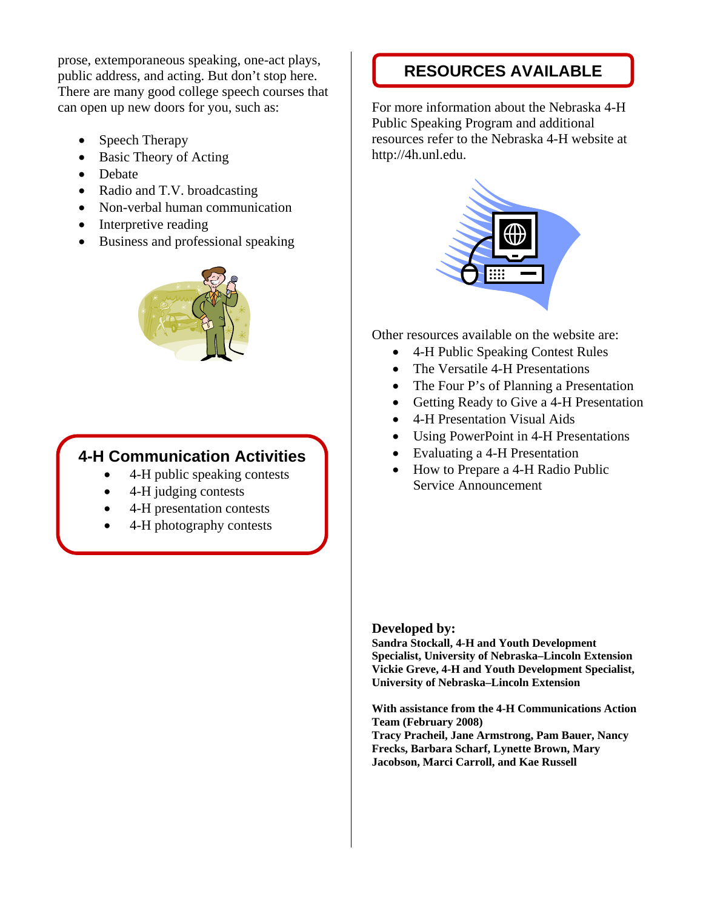prose, extemporaneous speaking, one-act plays, public address, and acting. But don't stop here. There are many good college speech courses that can open up new doors for you, such as:

- Speech Therapy
- Basic Theory of Acting
- Debate
- Radio and T.V. broadcasting
- Non-verbal human communication
- Interpretive reading
- Business and professional speaking

## 4-H Communication Activities

- 4-H public speaking contests
- 4-H judging contests
- 4-H presentation contests
- 4-H photography contests

## RESOURCES AVAILABLE

For more information about the Nebraska 4-H Public Speaking Program and additional resources refer to the Nebraska 4-H website at http://4h.unl.edu.

Other resources available on the website are:

- 4-H Public Speaking Contest Rules
- The Versatile 4-H Presentations
- The Four P's of Planning a Presentation
- Getting Ready to Give a 4-H Presentation
- 4-H Presentation Visual Aids
- Using PowerPoint in 4-H Presentations
- Evaluating a 4-H Presentation
- How to Prepare a 4-H Radio Public Service Announcement

**Developed by:**
**Sandra Stockall, 4-H and Youth Development Specialist, University of Nebraska–Lincoln Extension**
**Vickie Greve, 4-H and Youth Development Specialist, University of Nebraska–Lincoln Extension**

**With assistance from the 4-H Communications Action Team (February 2008)**
**Tracy Pracheil, Jane Armstrong, Pam Bauer, Nancy Frecks, Barbara Scharf, Lynette Brown, Mary Jacobson, Marci Carroll, and Kae Russell**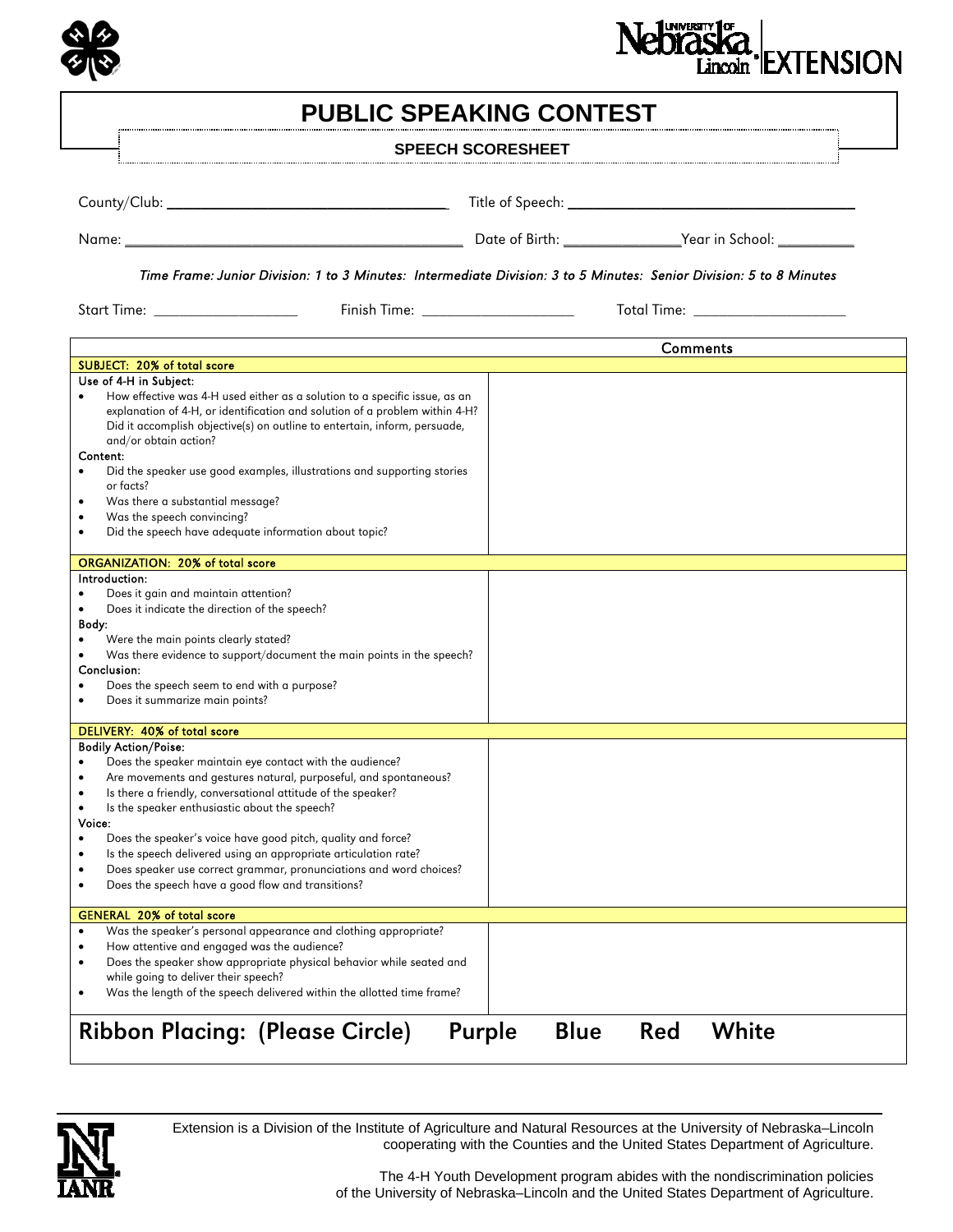# PUBLIC SPEAKING CONTEST

## SPEECH SCORESHEET

County/Club: ________________________ Title of Speech: ________________________

Name: ________________________ Date of Birth: ____________ Year in School: ________

*Time Frame: Junior Division: 1 to 3 Minutes: Intermediate Division: 3 to 5 Minutes: Senior Division: 5 to 8 Minutes*

Start Time: ____________ Finish Time: ____________ Total Time: ____________

| | Comments |
|---|---|
| **SUBJECT: 20% of total score** | |
| **Use of 4-H in Subject:**<br>• How effective was 4-H used either as a solution to a specific issue, as an explanation of 4-H, or identification and solution of a problem within 4-H? Did it accomplish objective(s) on outline to entertain, inform, persuade, and/or obtain action?<br>**Content:**<br>• Did the speaker use good examples, illustrations and supporting stories or facts?<br>• Was there a substantial message?<br>• Was the speech convincing?<br>• Did the speech have adequate information about topic? | |
| **ORGANIZATION: 20% of total score** | |
| **Introduction:**<br>• Does it gain and maintain attention?<br>• Does it indicate the direction of the speech?<br>**Body:**<br>• Were the main points clearly stated?<br>• Was there evidence to support/document the main points in the speech?<br>**Conclusion:**<br>• Does the speech seem to end with a purpose?<br>• Does it summarize main points? | |
| **DELIVERY: 40% of total score** | |
| **Bodily Action/Poise:**<br>• Does the speaker maintain eye contact with the audience?<br>• Are movements and gestures natural, purposeful, and spontaneous?<br>• Is there a friendly, conversational attitude of the speaker?<br>• Is the speaker enthusiastic about the speech?<br>**Voice:**<br>• Does the speaker's voice have good pitch, quality and force?<br>• Is the speech delivered using an appropriate articulation rate?<br>• Does speaker use correct grammar, pronunciations and word choices?<br>• Does the speech have a good flow and transitions? | |
| **GENERAL 20% of total score** | |
| • Was the speaker's personal appearance and clothing appropriate?<br>• How attentive and engaged was the audience?<br>• Does the speaker show appropriate physical behavior while seated and while going to deliver their speech?<br>• Was the length of the speech delivered within the allotted time frame? | |

**Ribbon Placing: (Please Circle) Purple Blue Red White**

Extension is a Division of the Institute of Agriculture and Natural Resources at the University of Nebraska–Lincoln cooperating with the Counties and the United States Department of Agriculture.

The 4-H Youth Development program abides with the nondiscrimination policies of the University of Nebraska–Lincoln and the United States Department of Agriculture.